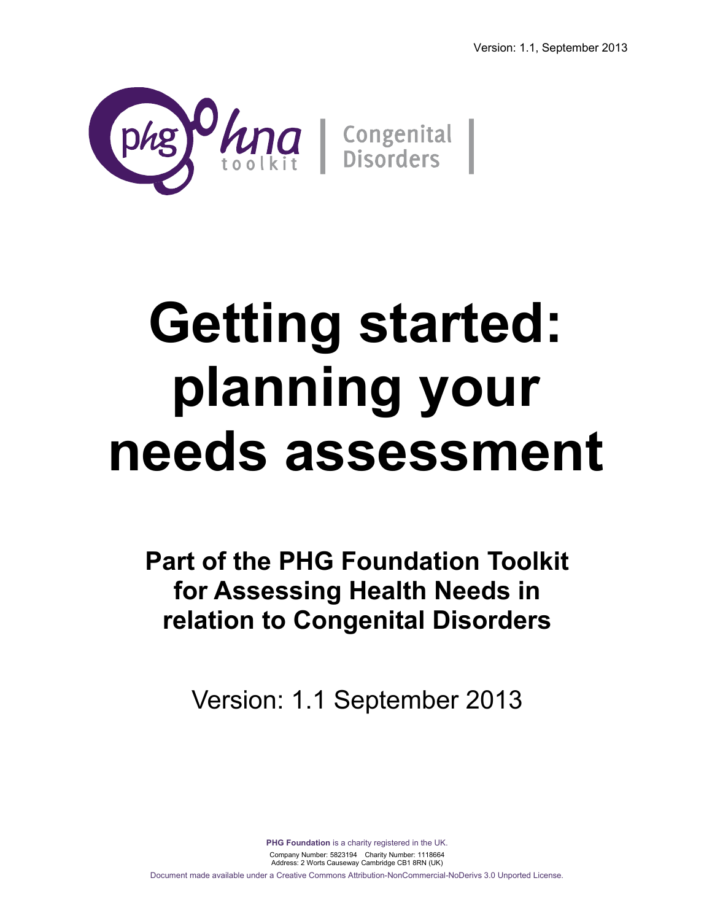Version: 1.1, September 2013

phg hna toolkit | Congenital Disorders

# Getting started: planning your needs assessment

**Part of the PHG Foundation Toolkit for Assessing Health Needs in relation to Congenital Disorders**

Version: 1.1 September 2013

**PHG Foundation** is a charity registered in the UK.

Company Number: 5823194 Charity Number: 1118664
Address: 2 Worts Causeway Cambridge CB1 8RN (UK)

Document made available under a Creative Commons Attribution-NonCommercial-NoDerivs 3.0 Unported License.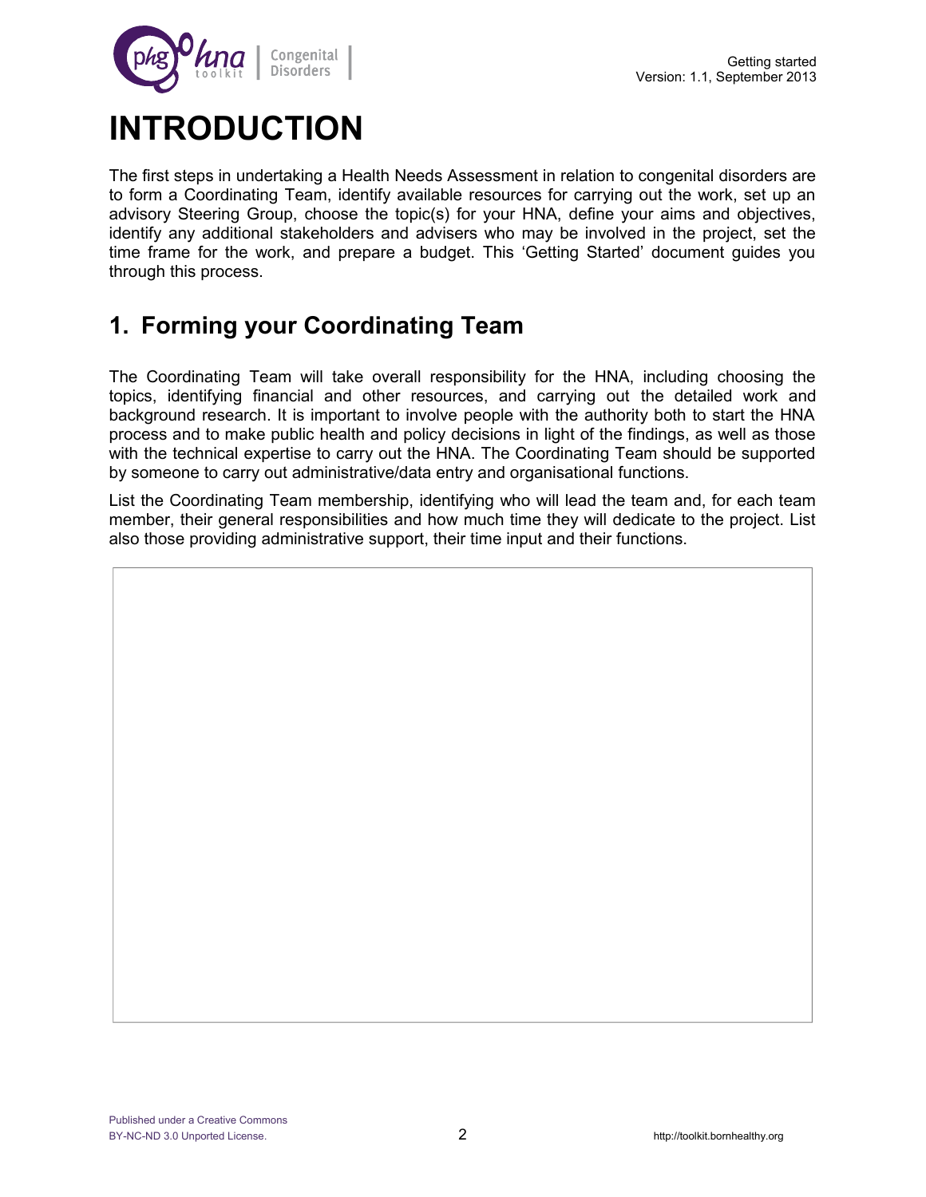# INTRODUCTION

The first steps in undertaking a Health Needs Assessment in relation to congenital disorders are to form a Coordinating Team, identify available resources for carrying out the work, set up an advisory Steering Group, choose the topic(s) for your HNA, define your aims and objectives, identify any additional stakeholders and advisers who may be involved in the project, set the time frame for the work, and prepare a budget. This 'Getting Started' document guides you through this process.

## 1. Forming your Coordinating Team

The Coordinating Team will take overall responsibility for the HNA, including choosing the topics, identifying financial and other resources, and carrying out the detailed work and background research. It is important to involve people with the authority both to start the HNA process and to make public health and policy decisions in light of the findings, as well as those with the technical expertise to carry out the HNA. The Coordinating Team should be supported by someone to carry out administrative/data entry and organisational functions.

List the Coordinating Team membership, identifying who will lead the team and, for each team member, their general responsibilities and how much time they will dedicate to the project. List also those providing administrative support, their time input and their functions.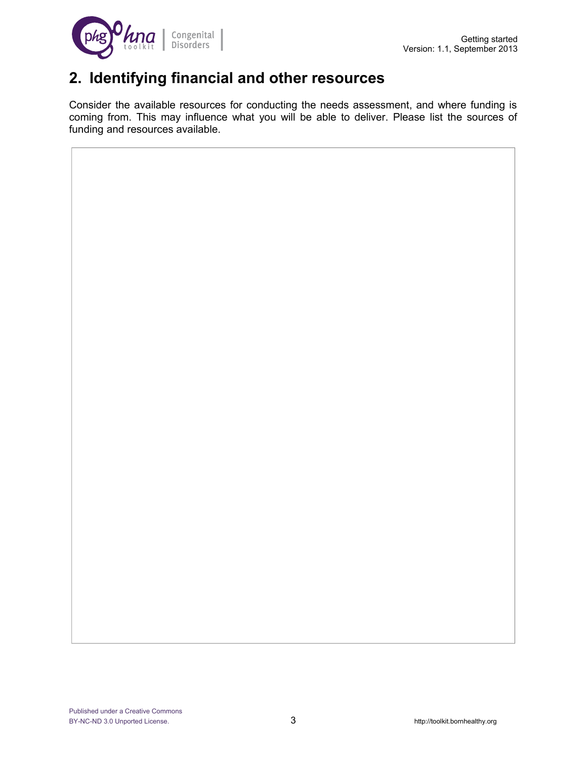## 2. Identifying financial and other resources

Consider the available resources for conducting the needs assessment, and where funding is coming from. This may influence what you will be able to deliver. Please list the sources of funding and resources available.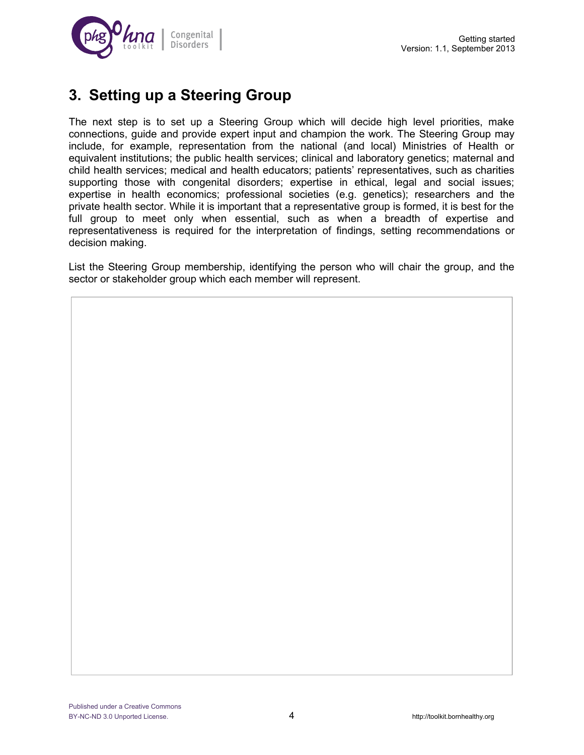## 3. Setting up a Steering Group

The next step is to set up a Steering Group which will decide high level priorities, make connections, guide and provide expert input and champion the work. The Steering Group may include, for example, representation from the national (and local) Ministries of Health or equivalent institutions; the public health services; clinical and laboratory genetics; maternal and child health services; medical and health educators; patients' representatives, such as charities supporting those with congenital disorders; expertise in ethical, legal and social issues; expertise in health economics; professional societies (e.g. genetics); researchers and the private health sector. While it is important that a representative group is formed, it is best for the full group to meet only when essential, such as when a breadth of expertise and representativeness is required for the interpretation of findings, setting recommendations or decision making.

List the Steering Group membership, identifying the person who will chair the group, and the sector or stakeholder group which each member will represent.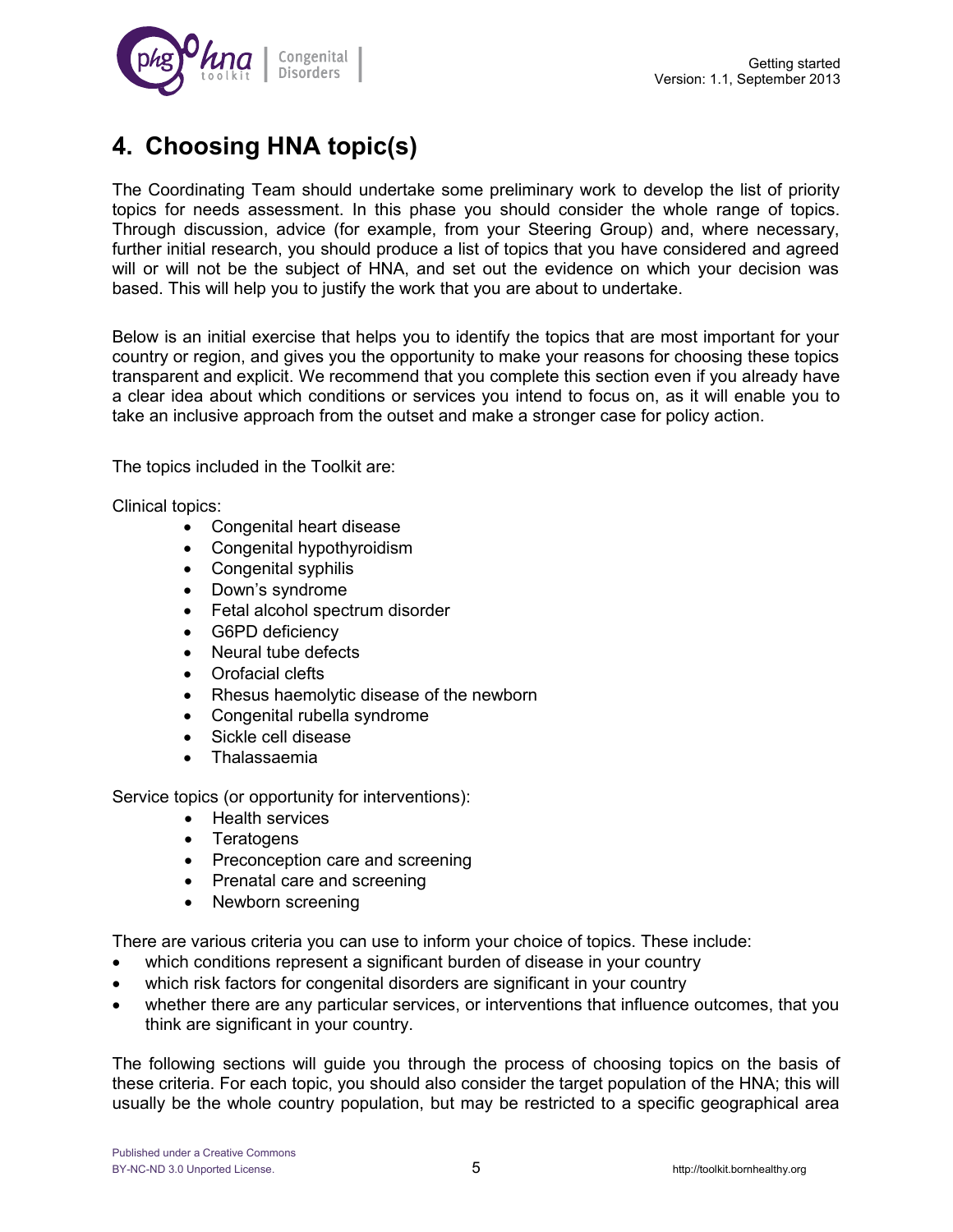# 4. Choosing HNA topic(s)

The Coordinating Team should undertake some preliminary work to develop the list of priority topics for needs assessment. In this phase you should consider the whole range of topics. Through discussion, advice (for example, from your Steering Group) and, where necessary, further initial research, you should produce a list of topics that you have considered and agreed will or will not be the subject of HNA, and set out the evidence on which your decision was based. This will help you to justify the work that you are about to undertake.

Below is an initial exercise that helps you to identify the topics that are most important for your country or region, and gives you the opportunity to make your reasons for choosing these topics transparent and explicit. We recommend that you complete this section even if you already have a clear idea about which conditions or services you intend to focus on, as it will enable you to take an inclusive approach from the outset and make a stronger case for policy action.

The topics included in the Toolkit are:

Clinical topics:

- Congenital heart disease
- Congenital hypothyroidism
- Congenital syphilis
- Down's syndrome
- Fetal alcohol spectrum disorder
- G6PD deficiency
- Neural tube defects
- Orofacial clefts
- Rhesus haemolytic disease of the newborn
- Congenital rubella syndrome
- Sickle cell disease
- Thalassaemia

Service topics (or opportunity for interventions):

- Health services
- Teratogens
- Preconception care and screening
- Prenatal care and screening
- Newborn screening

There are various criteria you can use to inform your choice of topics. These include:

- which conditions represent a significant burden of disease in your country
- which risk factors for congenital disorders are significant in your country
- whether there are any particular services, or interventions that influence outcomes, that you think are significant in your country.

The following sections will guide you through the process of choosing topics on the basis of these criteria. For each topic, you should also consider the target population of the HNA; this will usually be the whole country population, but may be restricted to a specific geographical area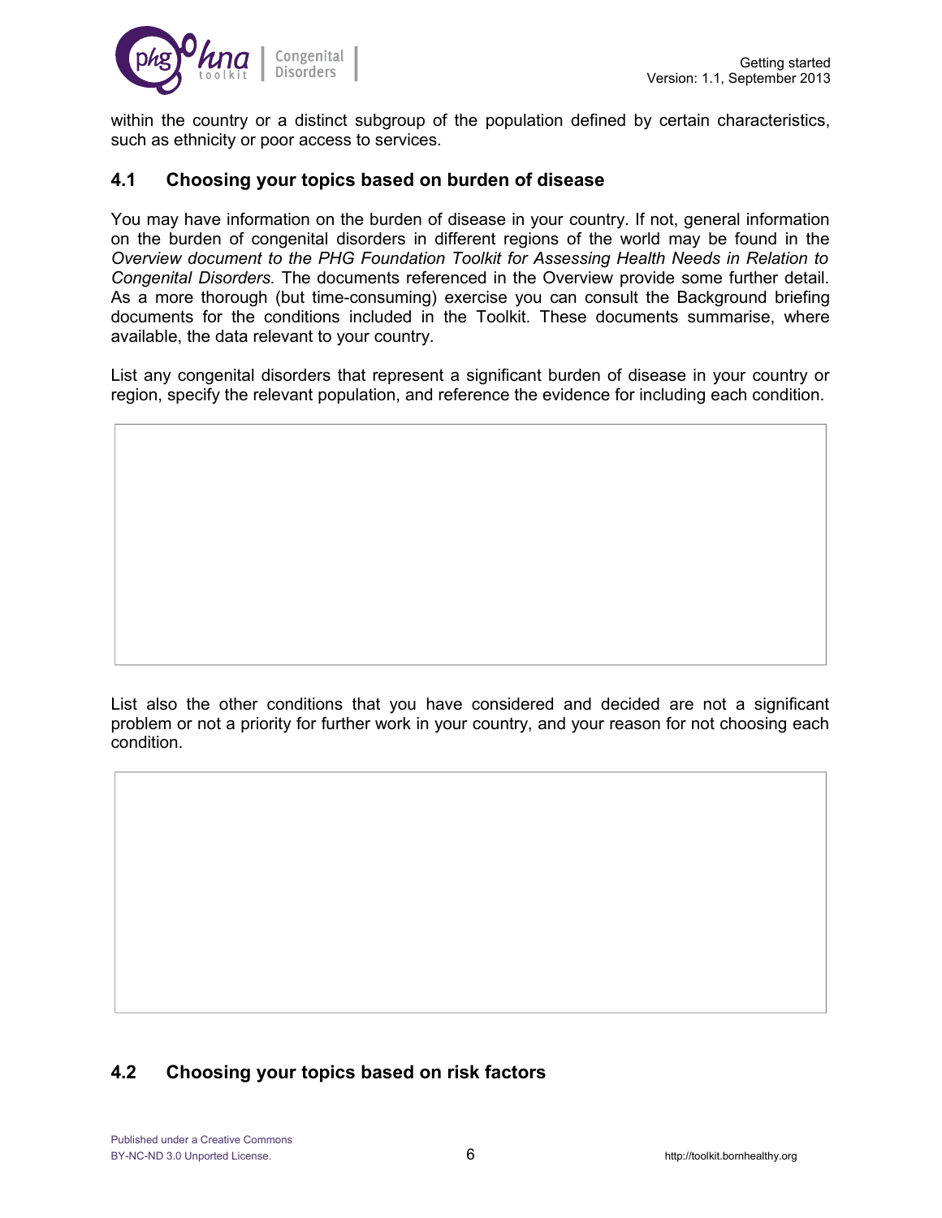within the country or a distinct subgroup of the population defined by certain characteristics, such as ethnicity or poor access to services.

## 4.1 Choosing your topics based on burden of disease

You may have information on the burden of disease in your country. If not, general information on the burden of congenital disorders in different regions of the world may be found in the *Overview document to the PHG Foundation Toolkit for Assessing Health Needs in Relation to Congenital Disorders.* The documents referenced in the Overview provide some further detail. As a more thorough (but time-consuming) exercise you can consult the Background briefing documents for the conditions included in the Toolkit. These documents summarise, where available, the data relevant to your country.

List any congenital disorders that represent a significant burden of disease in your country or region, specify the relevant population, and reference the evidence for including each condition.

List also the other conditions that you have considered and decided are not a significant problem or not a priority for further work in your country, and your reason for not choosing each condition.

## 4.2 Choosing your topics based on risk factors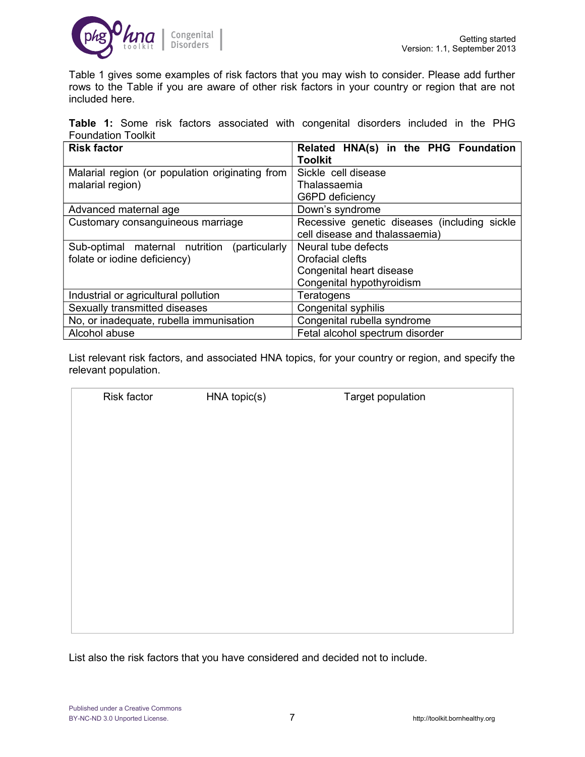Table 1 gives some examples of risk factors that you may wish to consider. Please add further rows to the Table if you are aware of other risk factors in your country or region that are not included here.

**Table 1:** Some risk factors associated with congenital disorders included in the PHG Foundation Toolkit

| **Risk factor** | **Related HNA(s) in the PHG Foundation Toolkit** |
|---|---|
| Malarial region (or population originating from malarial region) | Sickle cell disease<br>Thalassaemia<br>G6PD deficiency |
| Advanced maternal age | Down's syndrome |
| Customary consanguineous marriage | Recessive genetic diseases (including sickle cell disease and thalassaemia) |
| Sub-optimal maternal nutrition (particularly folate or iodine deficiency) | Neural tube defects<br>Orofacial clefts<br>Congenital heart disease<br>Congenital hypothyroidism |
| Industrial or agricultural pollution | Teratogens |
| Sexually transmitted diseases | Congenital syphilis |
| No, or inadequate, rubella immunisation | Congenital rubella syndrome |
| Alcohol abuse | Fetal alcohol spectrum disorder |

List relevant risk factors, and associated HNA topics, for your country or region, and specify the relevant population.

| Risk factor | HNA topic(s) | Target population |
|---|---|---|
| | | |

List also the risk factors that you have considered and decided not to include.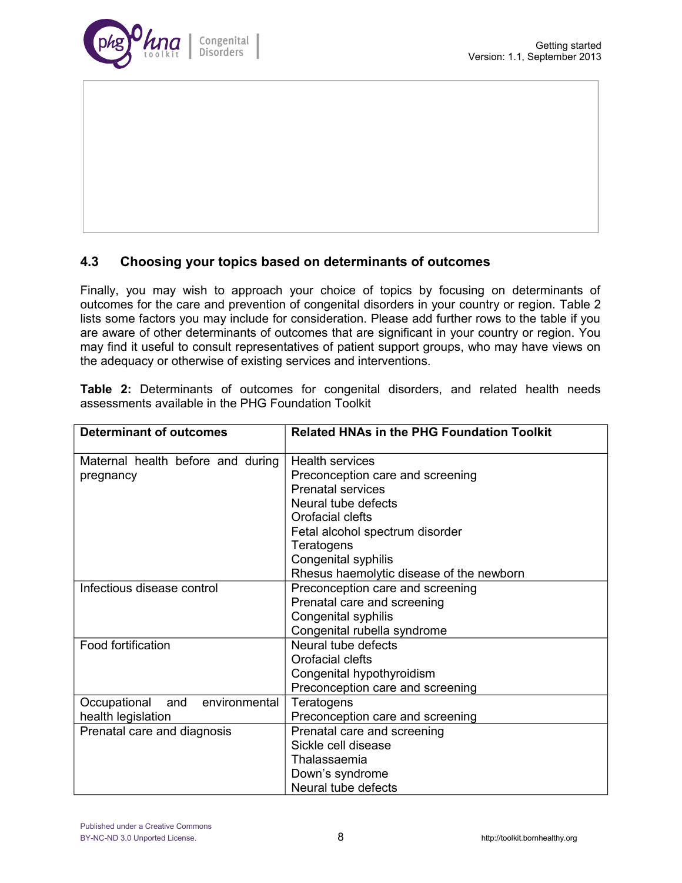## 4.3 Choosing your topics based on determinants of outcomes

Finally, you may wish to approach your choice of topics by focusing on determinants of outcomes for the care and prevention of congenital disorders in your country or region. Table 2 lists some factors you may include for consideration. Please add further rows to the table if you are aware of other determinants of outcomes that are significant in your country or region. You may find it useful to consult representatives of patient support groups, who may have views on the adequacy or otherwise of existing services and interventions.

**Table 2:** Determinants of outcomes for congenital disorders, and related health needs assessments available in the PHG Foundation Toolkit

| Determinant of outcomes | Related HNAs in the PHG Foundation Toolkit |
|---|---|
| Maternal health before and during pregnancy | Health services<br>Preconception care and screening<br>Prenatal services<br>Neural tube defects<br>Orofacial clefts<br>Fetal alcohol spectrum disorder<br>Teratogens<br>Congenital syphilis<br>Rhesus haemolytic disease of the newborn |
| Infectious disease control | Preconception care and screening<br>Prenatal care and screening<br>Congenital syphilis<br>Congenital rubella syndrome |
| Food fortification | Neural tube defects<br>Orofacial clefts<br>Congenital hypothyroidism<br>Preconception care and screening |
| Occupational and environmental health legislation | Teratogens<br>Preconception care and screening |
| Prenatal care and diagnosis | Prenatal care and screening<br>Sickle cell disease<br>Thalassaemia<br>Down's syndrome<br>Neural tube defects |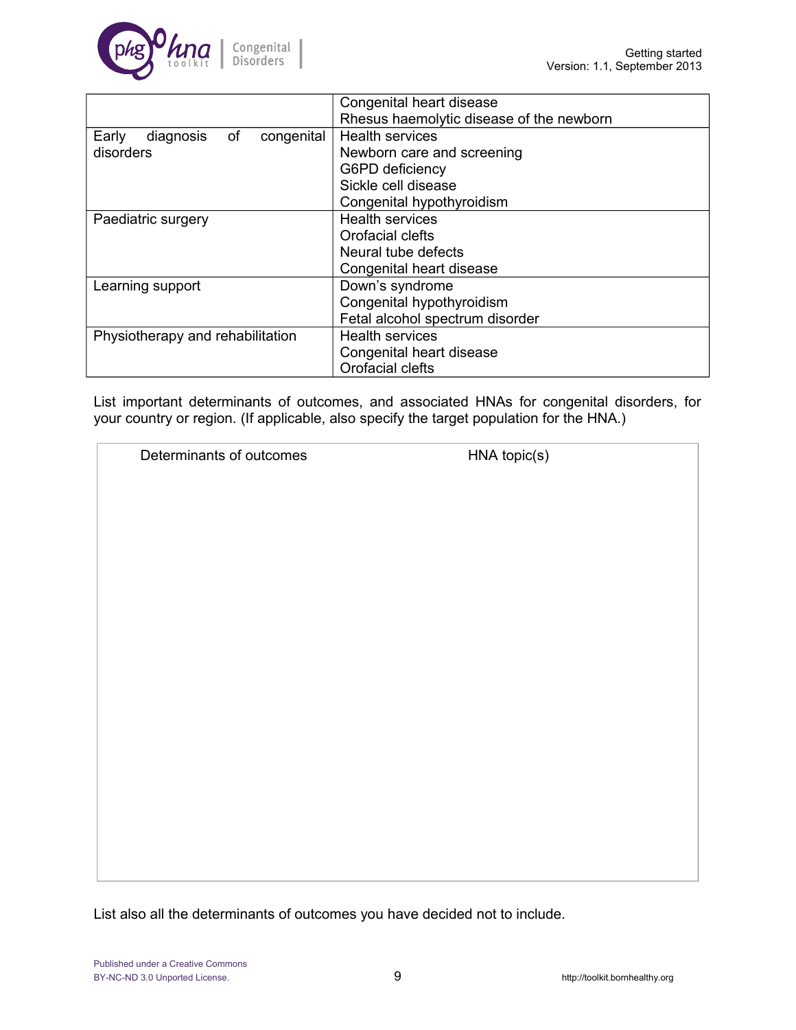| | |
|---|---|
| | Congenital heart disease<br>Rhesus haemolytic disease of the newborn |
| Early diagnosis of congenital disorders | Health services<br>Newborn care and screening<br>G6PD deficiency<br>Sickle cell disease<br>Congenital hypothyroidism |
| Paediatric surgery | Health services<br>Orofacial clefts<br>Neural tube defects<br>Congenital heart disease |
| Learning support | Down's syndrome<br>Congenital hypothyroidism<br>Fetal alcohol spectrum disorder |
| Physiotherapy and rehabilitation | Health services<br>Congenital heart disease<br>Orofacial clefts |

List important determinants of outcomes, and associated HNAs for congenital disorders, for your country or region. (If applicable, also specify the target population for the HNA.)

| Determinants of outcomes | HNA topic(s) |
|---|---|
| | |

List also all the determinants of outcomes you have decided not to include.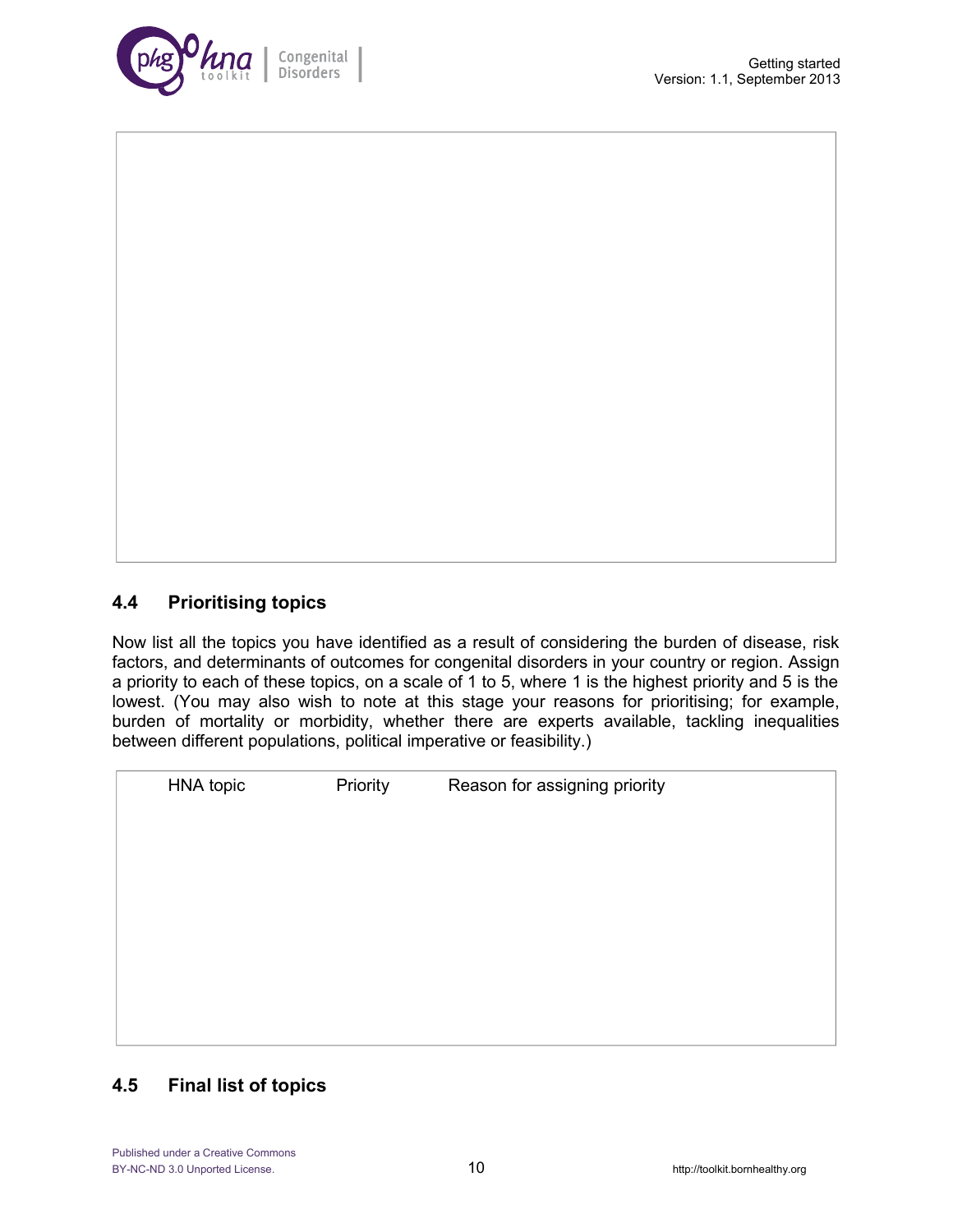## 4.4 Prioritising topics

Now list all the topics you have identified as a result of considering the burden of disease, risk factors, and determinants of outcomes for congenital disorders in your country or region. Assign a priority to each of these topics, on a scale of 1 to 5, where 1 is the highest priority and 5 is the lowest. (You may also wish to note at this stage your reasons for prioritising; for example, burden of mortality or morbidity, whether there are experts available, tackling inequalities between different populations, political imperative or feasibility.)

| HNA topic | Priority | Reason for assigning priority |
|---|---|---|
| | | |

## 4.5 Final list of topics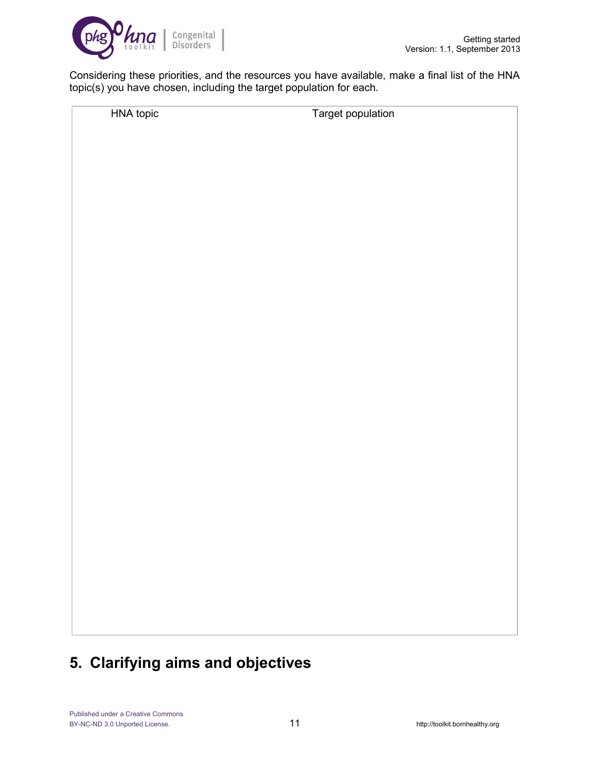Considering these priorities, and the resources you have available, make a final list of the HNA topic(s) you have chosen, including the target population for each.

| HNA topic | Target population |
|---|---|
| | |

## 5. Clarifying aims and objectives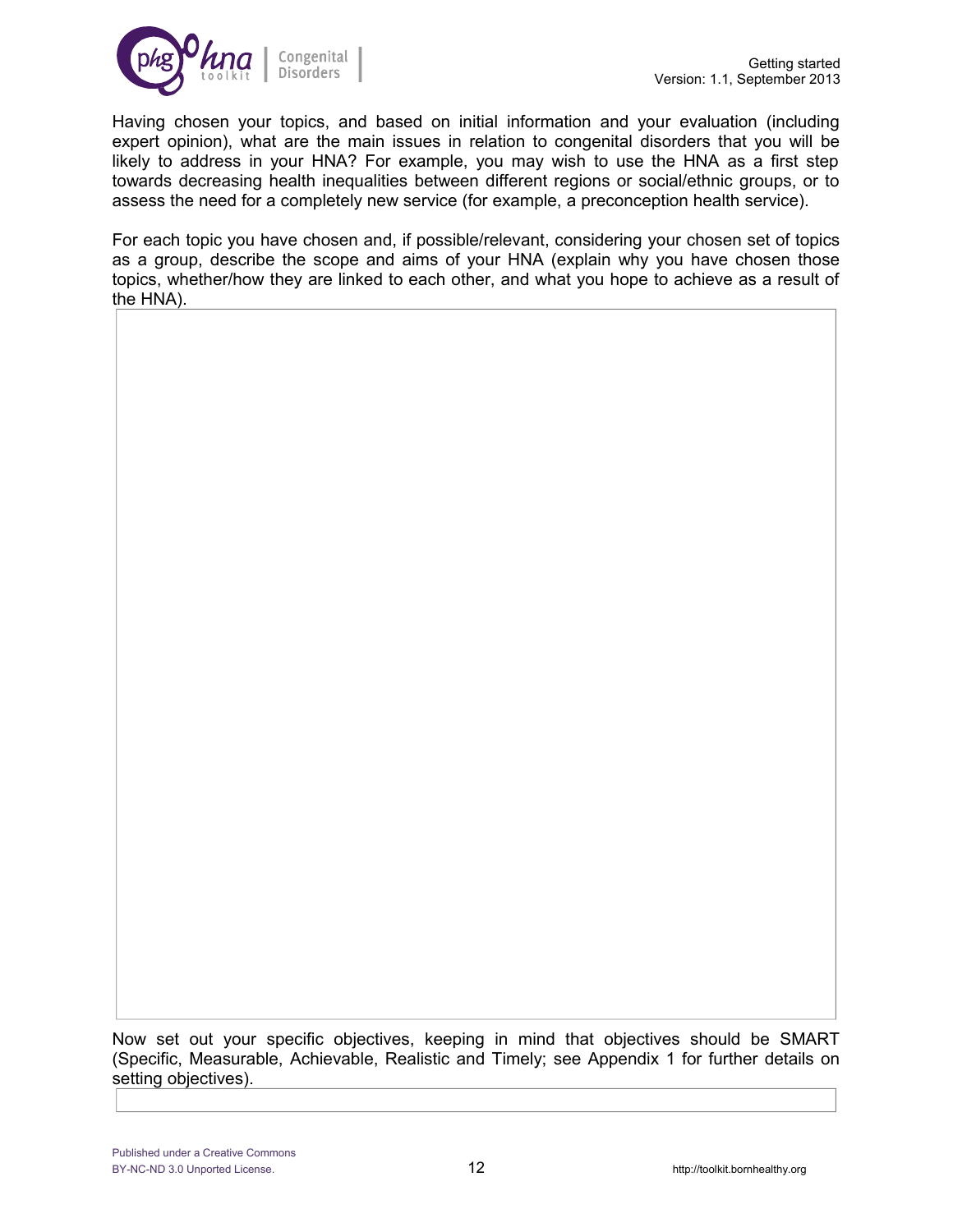Having chosen your topics, and based on initial information and your evaluation (including expert opinion), what are the main issues in relation to congenital disorders that you will be likely to address in your HNA? For example, you may wish to use the HNA as a first step towards decreasing health inequalities between different regions or social/ethnic groups, or to assess the need for a completely new service (for example, a preconception health service).

For each topic you have chosen and, if possible/relevant, considering your chosen set of topics as a group, describe the scope and aims of your HNA (explain why you have chosen those topics, whether/how they are linked to each other, and what you hope to achieve as a result of the HNA).

Now set out your specific objectives, keeping in mind that objectives should be SMART (Specific, Measurable, Achievable, Realistic and Timely; see Appendix 1 for further details on setting objectives).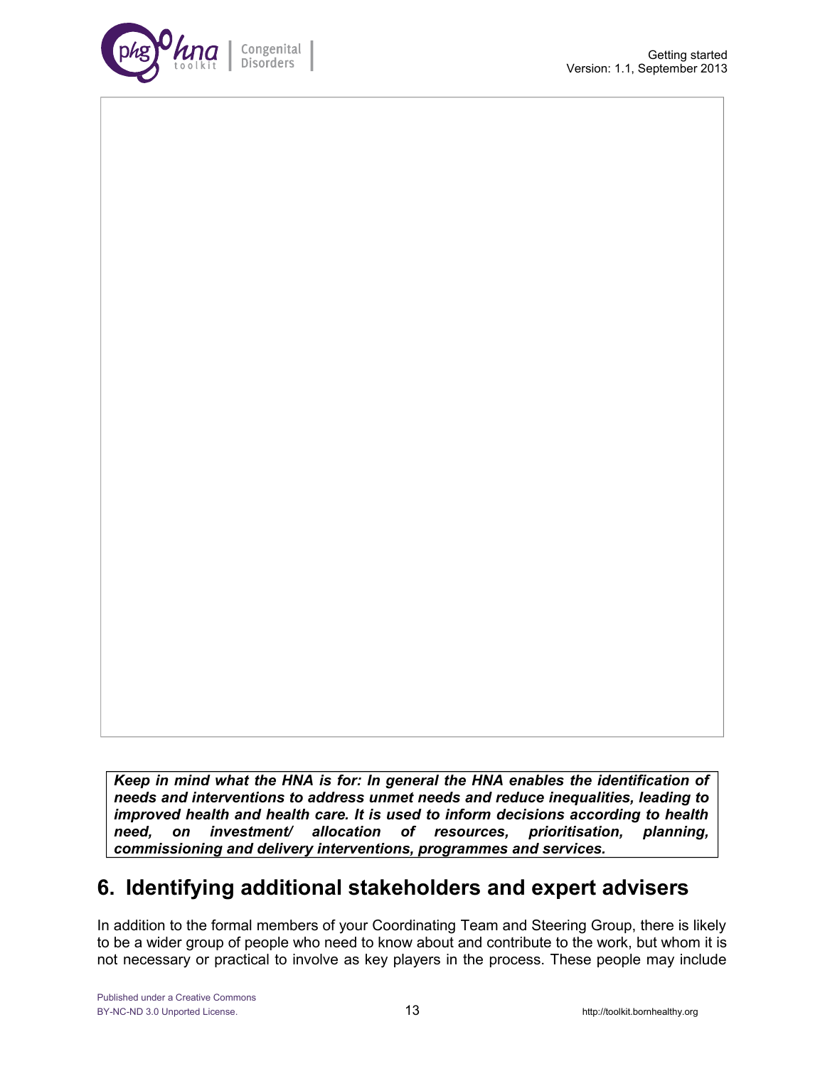***Keep in mind what the HNA is for: In general the HNA enables the identification of needs and interventions to address unmet needs and reduce inequalities, leading to improved health and health care. It is used to inform decisions according to health need, on investment/ allocation of resources, prioritisation, planning, commissioning and delivery interventions, programmes and services.***

## 6. Identifying additional stakeholders and expert advisers

In addition to the formal members of your Coordinating Team and Steering Group, there is likely to be a wider group of people who need to know about and contribute to the work, but whom it is not necessary or practical to involve as key players in the process. These people may include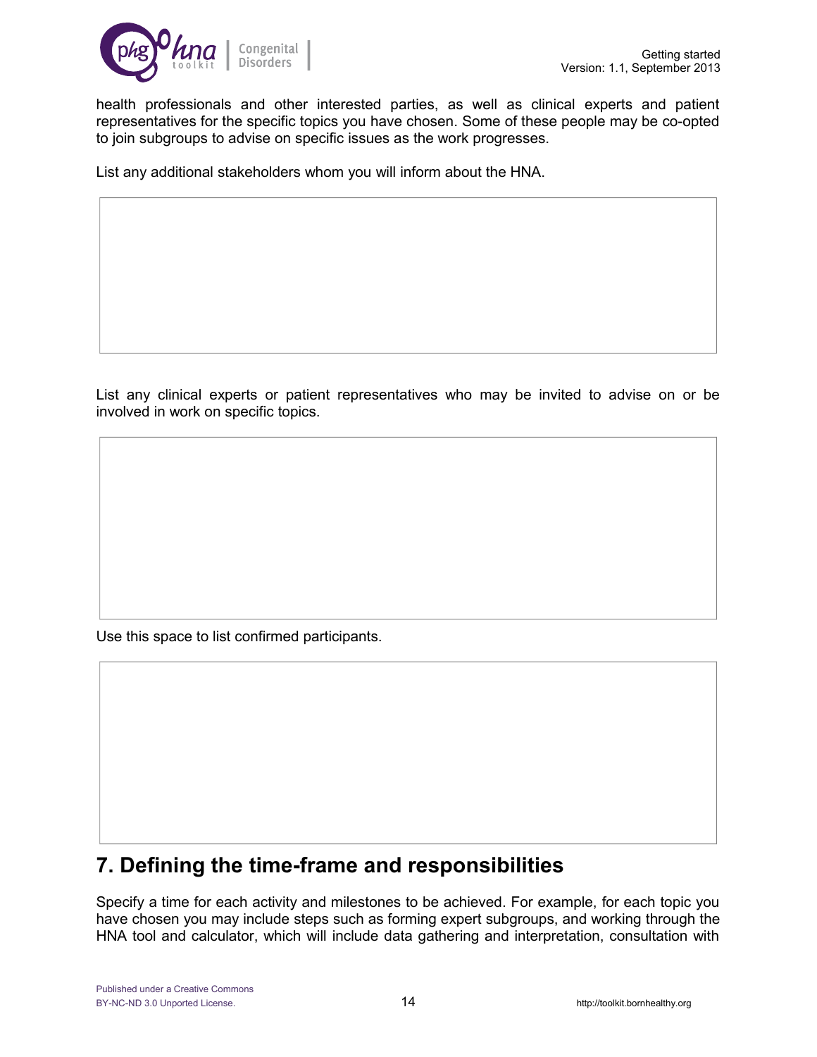health professionals and other interested parties, as well as clinical experts and patient representatives for the specific topics you have chosen. Some of these people may be co-opted to join subgroups to advise on specific issues as the work progresses.

List any additional stakeholders whom you will inform about the HNA.

| |
|---|
| |

List any clinical experts or patient representatives who may be invited to advise on or be involved in work on specific topics.

| |
|---|
| |

Use this space to list confirmed participants.

| |
|---|
| |

## 7. Defining the time-frame and responsibilities

Specify a time for each activity and milestones to be achieved. For example, for each topic you have chosen you may include steps such as forming expert subgroups, and working through the HNA tool and calculator, which will include data gathering and interpretation, consultation with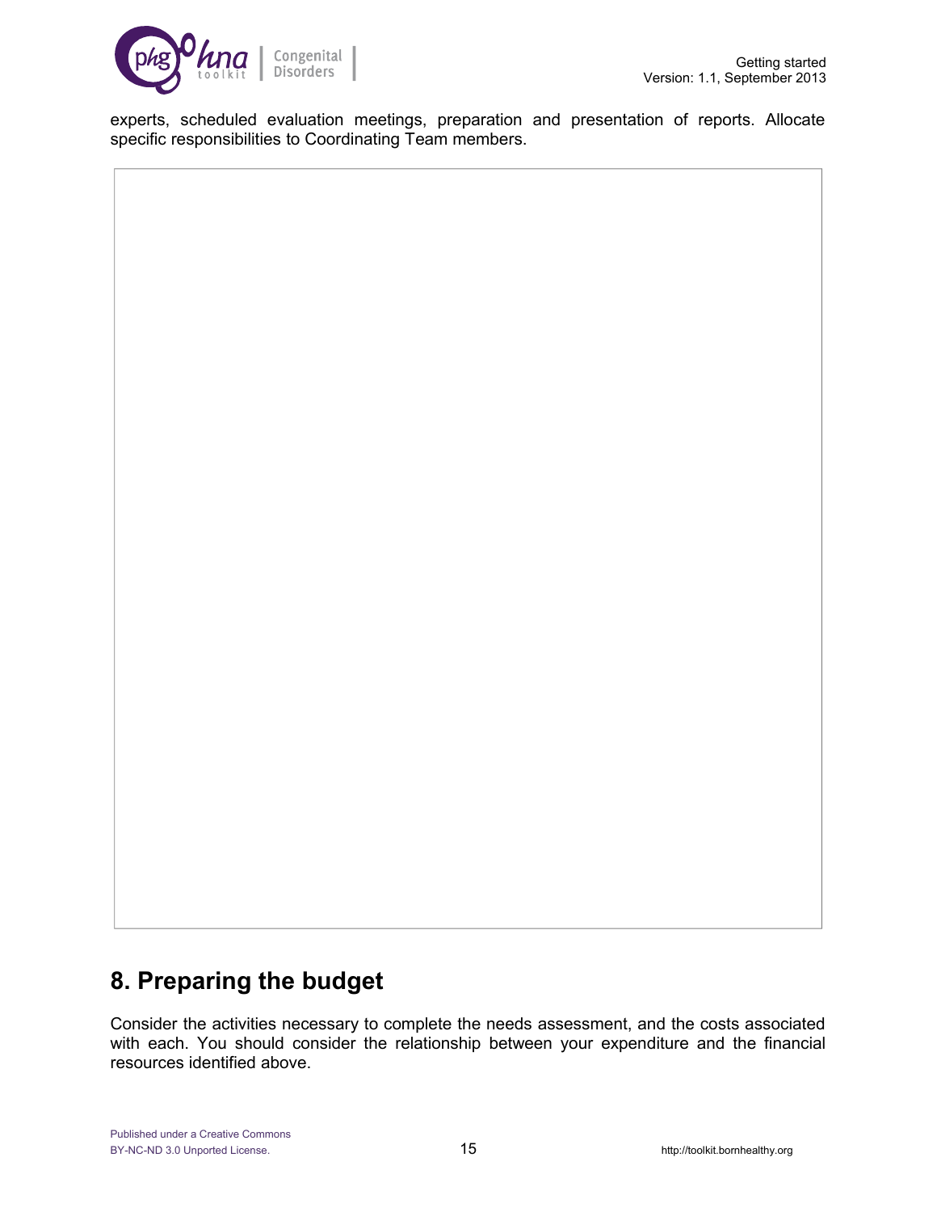experts, scheduled evaluation meetings, preparation and presentation of reports. Allocate specific responsibilities to Coordinating Team members.

## 8. Preparing the budget

Consider the activities necessary to complete the needs assessment, and the costs associated with each. You should consider the relationship between your expenditure and the financial resources identified above.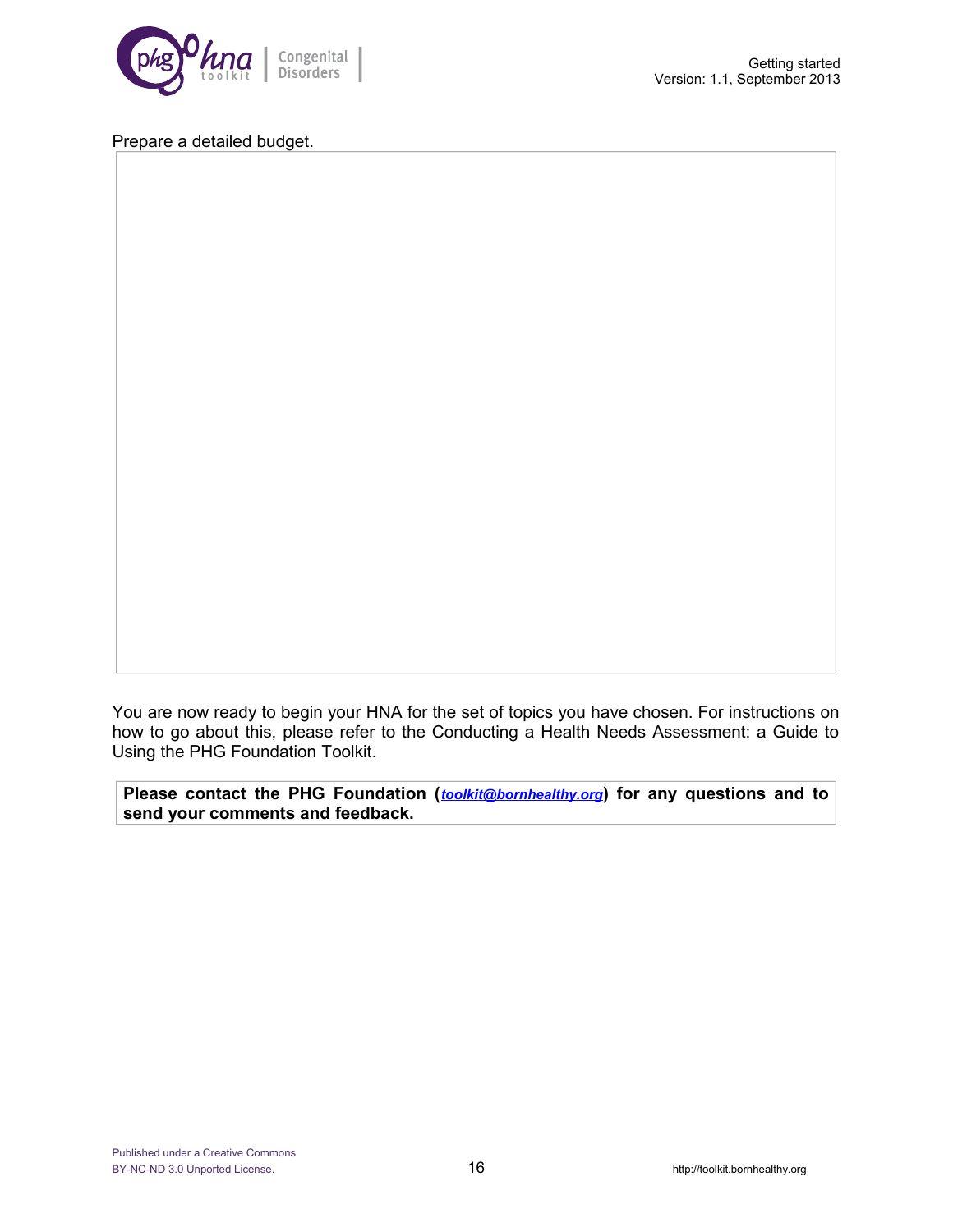Prepare a detailed budget.

|  |
|---|
|  |

You are now ready to begin your HNA for the set of topics you have chosen. For instructions on how to go about this, please refer to the Conducting a Health Needs Assessment: a Guide to Using the PHG Foundation Toolkit.

**Please contact the PHG Foundation (*toolkit@bornhealthy.org*) for any questions and to send your comments and feedback.**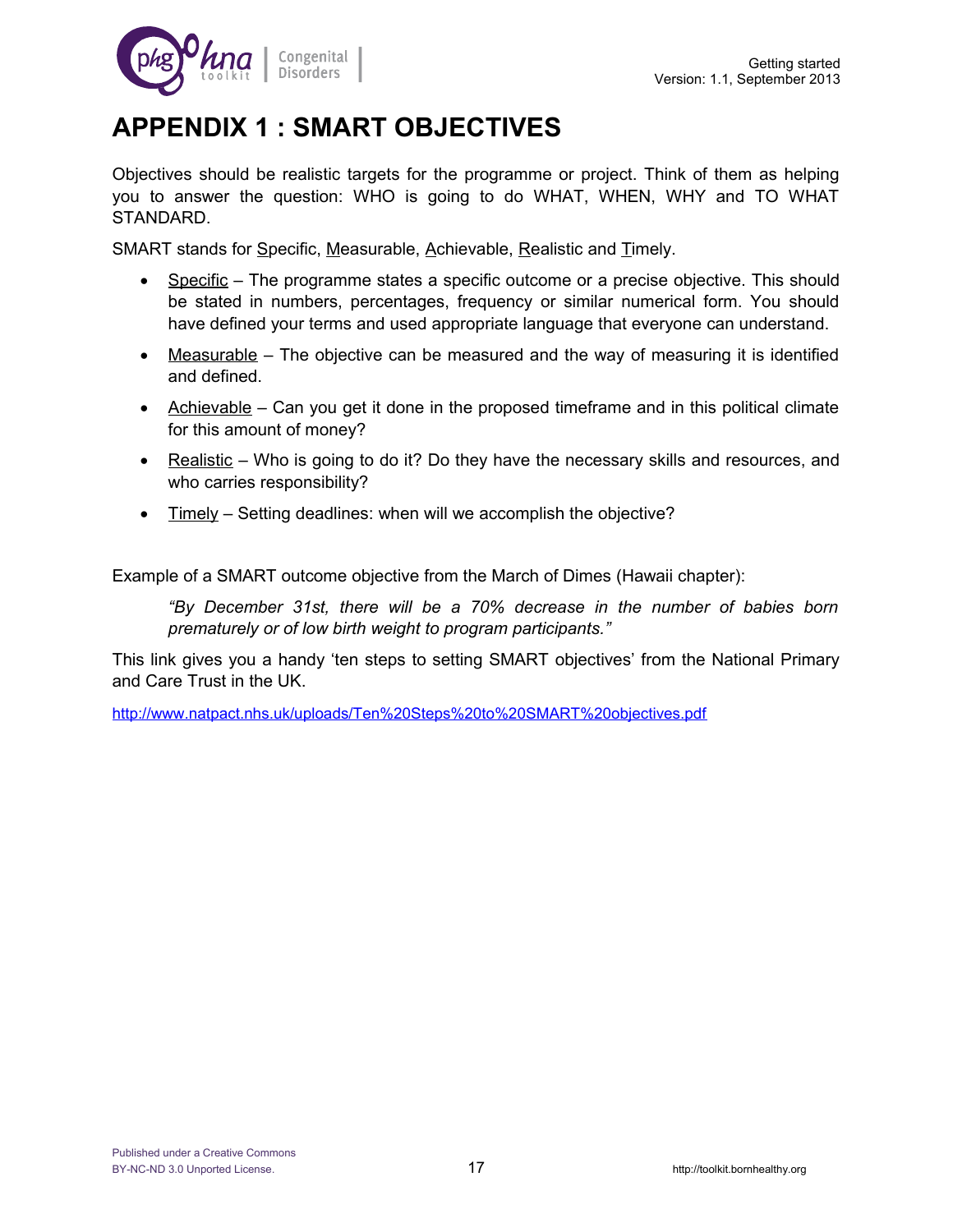# APPENDIX 1 : SMART OBJECTIVES

Objectives should be realistic targets for the programme or project. Think of them as helping you to answer the question: WHO is going to do WHAT, WHEN, WHY and TO WHAT STANDARD.

SMART stands for Specific, Measurable, Achievable, Realistic and Timely.

- Specific – The programme states a specific outcome or a precise objective. This should be stated in numbers, percentages, frequency or similar numerical form. You should have defined your terms and used appropriate language that everyone can understand.
- Measurable – The objective can be measured and the way of measuring it is identified and defined.
- Achievable – Can you get it done in the proposed timeframe and in this political climate for this amount of money?
- Realistic – Who is going to do it? Do they have the necessary skills and resources, and who carries responsibility?
- Timely – Setting deadlines: when will we accomplish the objective?

Example of a SMART outcome objective from the March of Dimes (Hawaii chapter):

> *"By December 31st, there will be a 70% decrease in the number of babies born prematurely or of low birth weight to program participants."*

This link gives you a handy 'ten steps to setting SMART objectives' from the National Primary and Care Trust in the UK.

http://www.natpact.nhs.uk/uploads/Ten%20Steps%20to%20SMART%20objectives.pdf